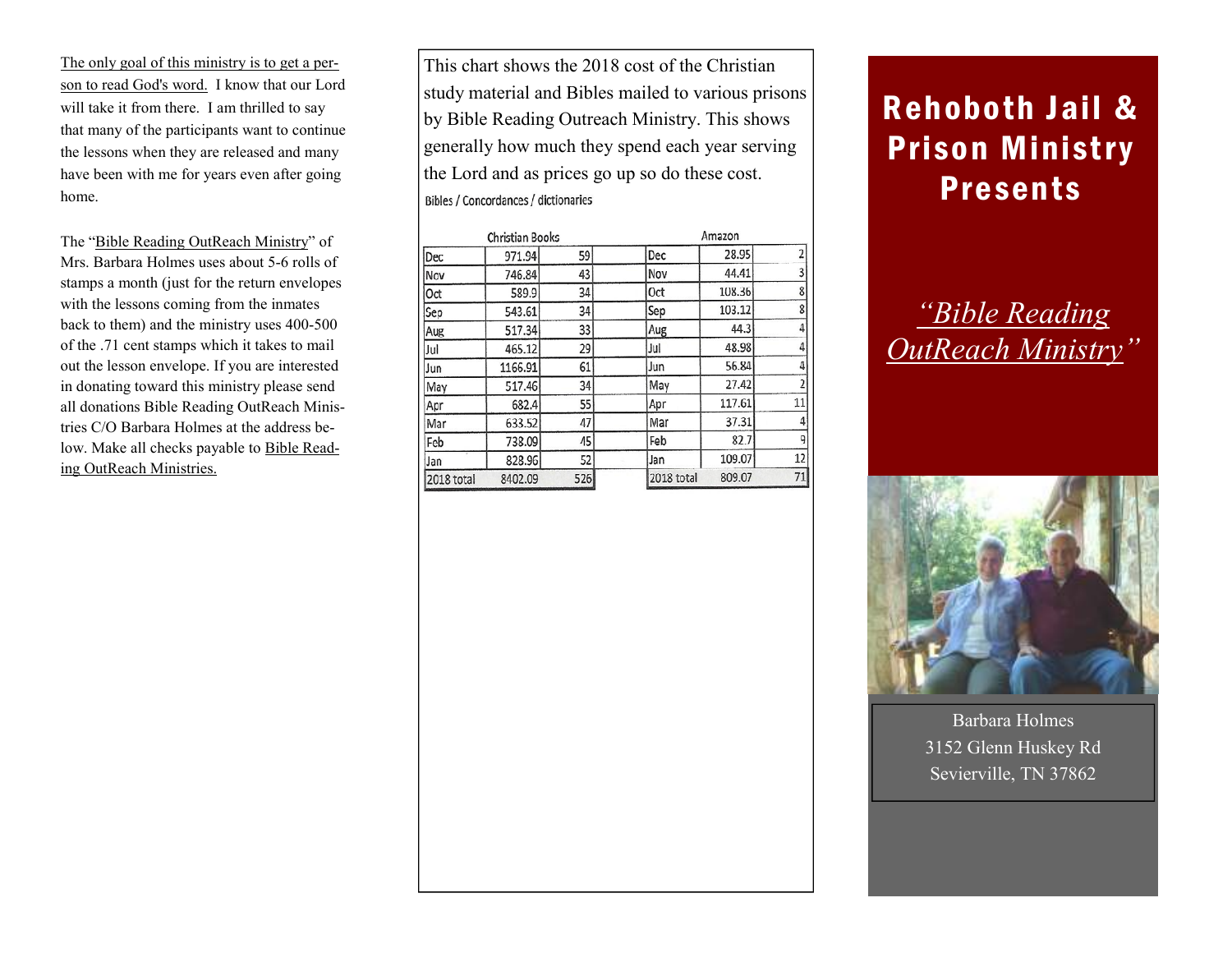The only goal of this ministry is to get a person to read God's word. I know that our Lord will take it from there. I am thrilled to say that many of the participants want to continue the lessons when they are released and many have been with me for years even after going home.

The "Bible Reading OutReach Ministry" of Mrs. Barbara Holmes uses about 5-6 rolls of stamps a month (just for the return envelopes with the lessons coming from the inmates back to them) and the ministry uses 400-500 of the .71 cent stamps which it takes to mail out the lesson envelope. If you are interested in donating toward this ministry please send all donations Bible Reading OutReach Ministries C/O Barbara Holmes at the address below. Make all checks payable to Bible Reading OutReach Ministries.

This chart shows the 2018 cost of the Christian study material and Bibles mailed to various prisons by Bible Reading Outreach Ministry. This shows generally how much they spend each year serving the Lord and as prices go up so do these cost.

Bibles / Concordances / dictionaries

| Christian Books | | |
|---|---|---|
| Dec | 971.94 | 59 |
| Nov | 746.84 | 43 |
| Oct | 589.9 | 34 |
| Sep | 543.61 | 34 |
| Aug | 517.34 | 33 |
| Jul | 465.12 | 29 |
| Jun | 1166.91 | 61 |
| May | 517.46 | 34 |
| Apr | 682.4 | 55 |
| Mar | 633.52 | 47 |
| Feb | 738.09 | 45 |
| Jan | 828.96 | 52 |
| 2018 total | 8402.09 | 526 |

| Amazon | | |
|---|---|---|
| Dec | 28.95 | 2 |
| Nov | 44.41 | 3 |
| Oct | 108.36 | 8 |
| Sep | 103.12 | 8 |
| Aug | 44.3 | 4 |
| Jul | 48.98 | 4 |
| Jun | 56.84 | 4 |
| May | 27.42 | 2 |
| Apr | 117.61 | 11 |
| Mar | 37.31 | 4 |
| Feb | 82.7 | 9 |
| Jan | 109.07 | 12 |
| 2018 total | 809.07 | 71 |

# Rehoboth Jail & Prison Ministry Presents

## *"Bible Reading OutReach Ministry"*

Barbara Holmes
3152 Glenn Huskey Rd
Sevierville, TN 37862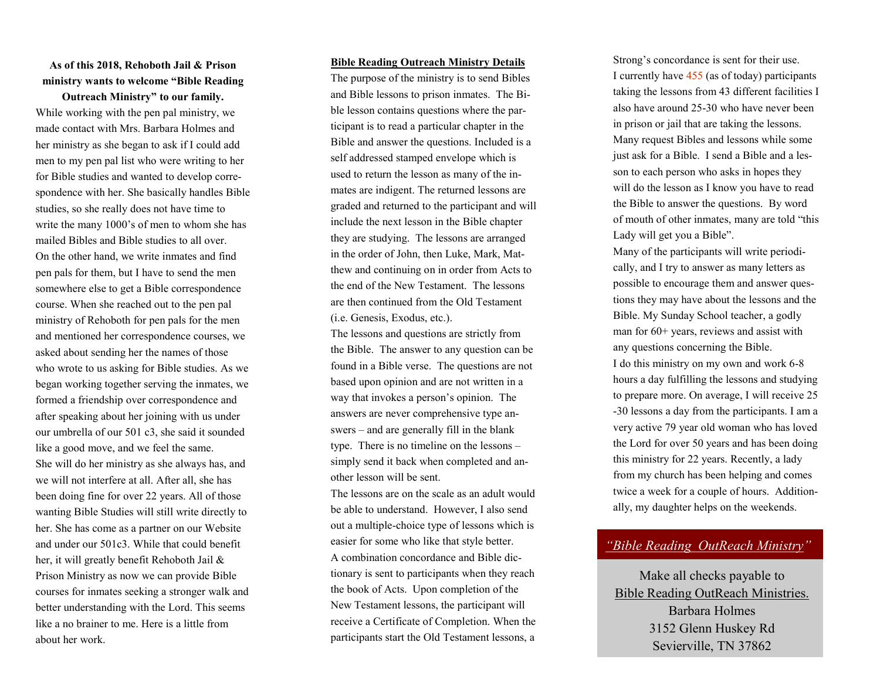**As of this 2018, Rehoboth Jail & Prison ministry wants to welcome "Bible Reading Outreach Ministry" to our family.**

While working with the pen pal ministry, we made contact with Mrs. Barbara Holmes and her ministry as she began to ask if I could add men to my pen pal list who were writing to her for Bible studies and wanted to develop correspondence with her. She basically handles Bible studies, so she really does not have time to write the many 1000's of men to whom she has mailed Bibles and Bible studies to all over. On the other hand, we write inmates and find pen pals for them, but I have to send the men somewhere else to get a Bible correspondence course. When she reached out to the pen pal ministry of Rehoboth for pen pals for the men and mentioned her correspondence courses, we asked about sending her the names of those who wrote to us asking for Bible studies. As we began working together serving the inmates, we formed a friendship over correspondence and after speaking about her joining with us under our umbrella of our 501 c3, she said it sounded like a good move, and we feel the same. She will do her ministry as she always has, and we will not interfere at all. After all, she has been doing fine for over 22 years. All of those wanting Bible Studies will still write directly to her. She has come as a partner on our Website and under our 501c3. While that could benefit her, it will greatly benefit Rehoboth Jail & Prison Ministry as now we can provide Bible courses for inmates seeking a stronger walk and better understanding with the Lord. This seems like a no brainer to me. Here is a little from about her work.

**Bible Reading Outreach Ministry Details**

The purpose of the ministry is to send Bibles and Bible lessons to prison inmates. The Bible lesson contains questions where the participant is to read a particular chapter in the Bible and answer the questions. Included is a self addressed stamped envelope which is used to return the lesson as many of the inmates are indigent. The returned lessons are graded and returned to the participant and will include the next lesson in the Bible chapter they are studying. The lessons are arranged in the order of John, then Luke, Mark, Matthew and continuing on in order from Acts to the end of the New Testament. The lessons are then continued from the Old Testament (i.e. Genesis, Exodus, etc.).

The lessons and questions are strictly from the Bible. The answer to any question can be found in a Bible verse. The questions are not based upon opinion and are not written in a way that invokes a person's opinion. The answers are never comprehensive type answers – and are generally fill in the blank type. There is no timeline on the lessons – simply send it back when completed and another lesson will be sent.

The lessons are on the scale as an adult would be able to understand. However, I also send out a multiple-choice type of lessons which is easier for some who like that style better.

A combination concordance and Bible dictionary is sent to participants when they reach the book of Acts. Upon completion of the New Testament lessons, the participant will receive a Certificate of Completion. When the participants start the Old Testament lessons, a Strong's concordance is sent for their use.

I currently have 455 (as of today) participants taking the lessons from 43 different facilities I also have around 25-30 who have never been in prison or jail that are taking the lessons. Many request Bibles and lessons while some just ask for a Bible. I send a Bible and a lesson to each person who asks in hopes they will do the lesson as I know you have to read the Bible to answer the questions. By word of mouth of other inmates, many are told "this Lady will get you a Bible".

Many of the participants will write periodically, and I try to answer as many letters as possible to encourage them and answer questions they may have about the lessons and the Bible. My Sunday School teacher, a godly man for 60+ years, reviews and assist with any questions concerning the Bible.

I do this ministry on my own and work 6-8 hours a day fulfilling the lessons and studying to prepare more. On average, I will receive 25-30 lessons a day from the participants. I am a very active 79 year old woman who has loved the Lord for over 50 years and has been doing this ministry for 22 years. Recently, a lady from my church has been helping and comes twice a week for a couple of hours. Additionally, my daughter helps on the weekends.

*"Bible Reading OutReach Ministry"*

Make all checks payable to
Bible Reading OutReach Ministries.
Barbara Holmes
3152 Glenn Huskey Rd
Sevierville, TN 37862